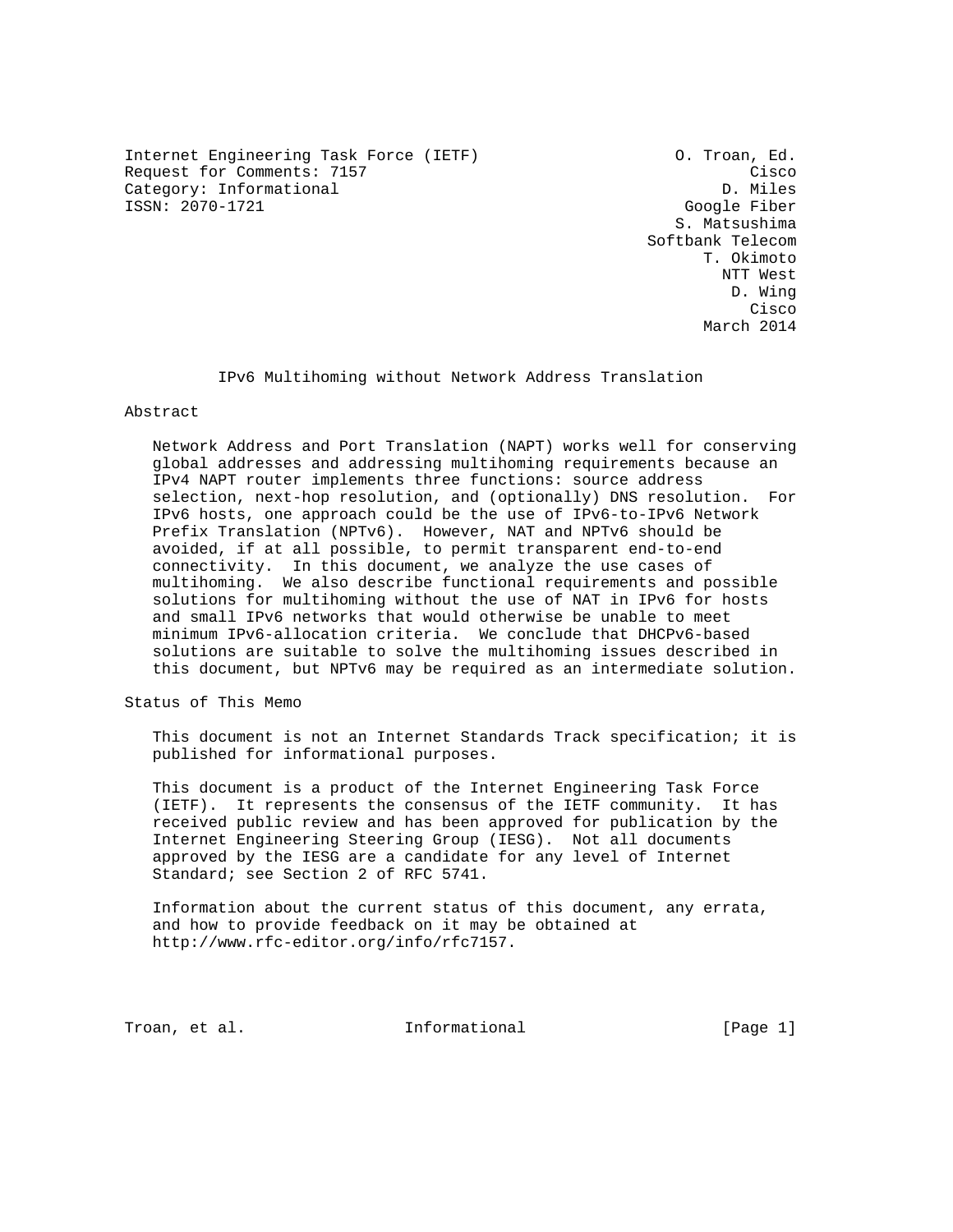Internet Engineering Task Force (IETF)  
Request for Comments: 7157  
Category: Informational  
ISSN: 2070-1721

O. Troan, Ed.  
Cisco  
D. Miles  
Google Fiber  
S. Matsushima  
Softbank Telecom  
T. Okimoto  
NTT West  
D. Wing  
Cisco  
March 2014

# IPv6 Multihoming without Network Address Translation

## Abstract

Network Address and Port Translation (NAPT) works well for conserving global addresses and addressing multihoming requirements because an IPv4 NAPT router implements three functions: source address selection, next-hop resolution, and (optionally) DNS resolution. For IPv6 hosts, one approach could be the use of IPv6-to-IPv6 Network Prefix Translation (NPTv6). However, NAT and NPTv6 should be avoided, if at all possible, to permit transparent end-to-end connectivity. In this document, we analyze the use cases of multihoming. We also describe functional requirements and possible solutions for multihoming without the use of NAT in IPv6 for hosts and small IPv6 networks that would otherwise be unable to meet minimum IPv6-allocation criteria. We conclude that DHCPv6-based solutions are suitable to solve the multihoming issues described in this document, but NPTv6 may be required as an intermediate solution.

## Status of This Memo

This document is not an Internet Standards Track specification; it is published for informational purposes.

This document is a product of the Internet Engineering Task Force (IETF). It represents the consensus of the IETF community. It has received public review and has been approved for publication by the Internet Engineering Steering Group (IESG). Not all documents approved by the IESG are a candidate for any level of Internet Standard; see Section 2 of RFC 5741.

Information about the current status of this document, any errata, and how to provide feedback on it may be obtained at http://www.rfc-editor.org/info/rfc7157.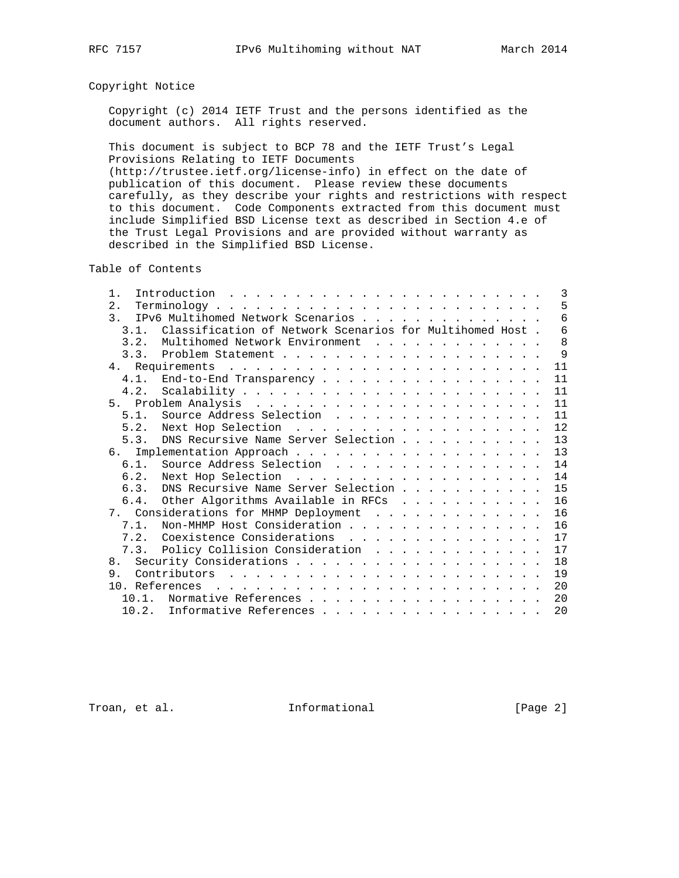## Copyright Notice

Copyright (c) 2014 IETF Trust and the persons identified as the document authors. All rights reserved.

This document is subject to BCP 78 and the IETF Trust's Legal Provisions Relating to IETF Documents (http://trustee.ietf.org/license-info) in effect on the date of publication of this document. Please review these documents carefully, as they describe your rights and restrictions with respect to this document. Code Components extracted from this document must include Simplified BSD License text as described in Section 4.e of the Trust Legal Provisions and are provided without warranty as described in the Simplified BSD License.

## Table of Contents

```
   1.  Introduction . . . . . . . . . . . . . . . . . . . . . . . .   3
   2.  Terminology . . . . . . . . . . . . . . . . . . . . . . . . .   5
   3.  IPv6 Multihomed Network Scenarios . . . . . . . . . . . . . .   6
     3.1.  Classification of Network Scenarios for Multihomed Host .   6
     3.2.  Multihomed Network Environment  . . . . . . . . . . . . .   8
     3.3.  Problem Statement . . . . . . . . . . . . . . . . . . . .   9
   4.  Requirements  . . . . . . . . . . . . . . . . . . . . . . . .  11
     4.1.  End-to-End Transparency . . . . . . . . . . . . . . . . .  11
     4.2.  Scalability . . . . . . . . . . . . . . . . . . . . . . .  11
   5.  Problem Analysis  . . . . . . . . . . . . . . . . . . . . . .  11
     5.1.  Source Address Selection  . . . . . . . . . . . . . . . .  11
     5.2.  Next Hop Selection  . . . . . . . . . . . . . . . . . . .  12
     5.3.  DNS Recursive Name Server Selection . . . . . . . . . . .  13
   6.  Implementation Approach . . . . . . . . . . . . . . . . . . .  13
     6.1.  Source Address Selection  . . . . . . . . . . . . . . . .  14
     6.2.  Next Hop Selection  . . . . . . . . . . . . . . . . . . .  14
     6.3.  DNS Recursive Name Server Selection . . . . . . . . . . .  15
     6.4.  Other Algorithms Available in RFCs  . . . . . . . . . . .  16
   7.  Considerations for MHMP Deployment  . . . . . . . . . . . . .  16
     7.1.  Non-MHMP Host Consideration . . . . . . . . . . . . . . .  16
     7.2.  Coexistence Considerations  . . . . . . . . . . . . . . .  17
     7.3.  Policy Collision Consideration  . . . . . . . . . . . . .  17
   8.  Security Considerations . . . . . . . . . . . . . . . . . . .  18
   9.  Contributors  . . . . . . . . . . . . . . . . . . . . . . . .  19
   10. References  . . . . . . . . . . . . . . . . . . . . . . . . .  20
     10.1.  Normative References . . . . . . . . . . . . . . . . . .  20
     10.2.  Informative References . . . . . . . . . . . . . . . . .  20
```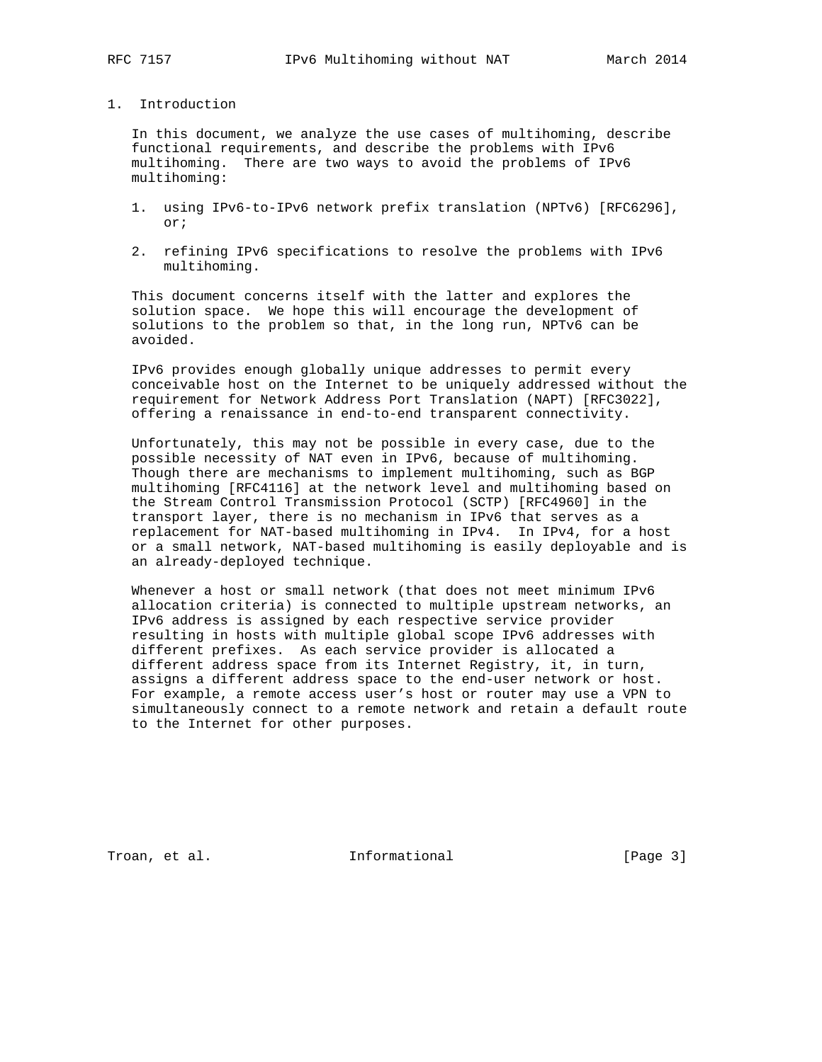# 1. Introduction

In this document, we analyze the use cases of multihoming, describe functional requirements, and describe the problems with IPv6 multihoming. There are two ways to avoid the problems of IPv6 multihoming:

1. using IPv6-to-IPv6 network prefix translation (NPTv6) [RFC6296], or;

2. refining IPv6 specifications to resolve the problems with IPv6 multihoming.

This document concerns itself with the latter and explores the solution space. We hope this will encourage the development of solutions to the problem so that, in the long run, NPTv6 can be avoided.

IPv6 provides enough globally unique addresses to permit every conceivable host on the Internet to be uniquely addressed without the requirement for Network Address Port Translation (NAPT) [RFC3022], offering a renaissance in end-to-end transparent connectivity.

Unfortunately, this may not be possible in every case, due to the possible necessity of NAT even in IPv6, because of multihoming. Though there are mechanisms to implement multihoming, such as BGP multihoming [RFC4116] at the network level and multihoming based on the Stream Control Transmission Protocol (SCTP) [RFC4960] in the transport layer, there is no mechanism in IPv6 that serves as a replacement for NAT-based multihoming in IPv4. In IPv4, for a host or a small network, NAT-based multihoming is easily deployable and is an already-deployed technique.

Whenever a host or small network (that does not meet minimum IPv6 allocation criteria) is connected to multiple upstream networks, an IPv6 address is assigned by each respective service provider resulting in hosts with multiple global scope IPv6 addresses with different prefixes. As each service provider is allocated a different address space from its Internet Registry, it, in turn, assigns a different address space to the end-user network or host. For example, a remote access user's host or router may use a VPN to simultaneously connect to a remote network and retain a default route to the Internet for other purposes.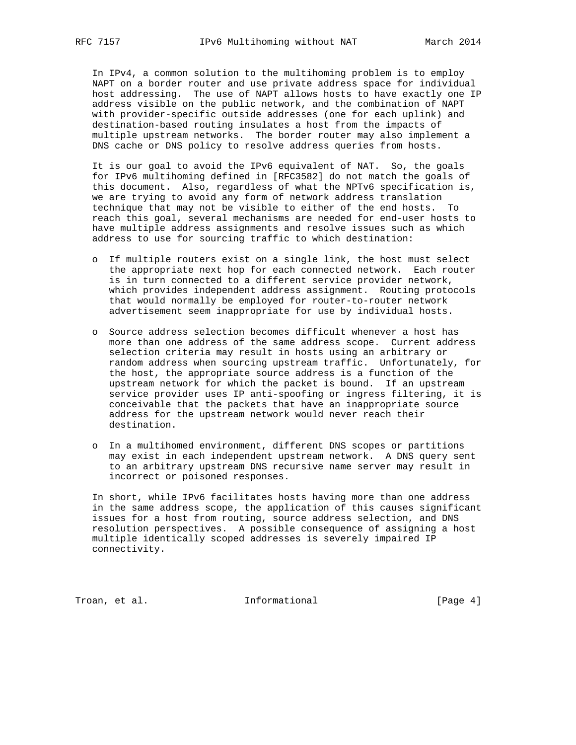In IPv4, a common solution to the multihoming problem is to employ NAPT on a border router and use private address space for individual host addressing. The use of NAPT allows hosts to have exactly one IP address visible on the public network, and the combination of NAPT with provider-specific outside addresses (one for each uplink) and destination-based routing insulates a host from the impacts of multiple upstream networks. The border router may also implement a DNS cache or DNS policy to resolve address queries from hosts.

It is our goal to avoid the IPv6 equivalent of NAT. So, the goals for IPv6 multihoming defined in [RFC3582] do not match the goals of this document. Also, regardless of what the NPTv6 specification is, we are trying to avoid any form of network address translation technique that may not be visible to either of the end hosts. To reach this goal, several mechanisms are needed for end-user hosts to have multiple address assignments and resolve issues such as which address to use for sourcing traffic to which destination:

- If multiple routers exist on a single link, the host must select the appropriate next hop for each connected network. Each router is in turn connected to a different service provider network, which provides independent address assignment. Routing protocols that would normally be employed for router-to-router network advertisement seem inappropriate for use by individual hosts.

- Source address selection becomes difficult whenever a host has more than one address of the same address scope. Current address selection criteria may result in hosts using an arbitrary or random address when sourcing upstream traffic. Unfortunately, for the host, the appropriate source address is a function of the upstream network for which the packet is bound. If an upstream service provider uses IP anti-spoofing or ingress filtering, it is conceivable that the packets that have an inappropriate source address for the upstream network would never reach their destination.

- In a multihomed environment, different DNS scopes or partitions may exist in each independent upstream network. A DNS query sent to an arbitrary upstream DNS recursive name server may result in incorrect or poisoned responses.

In short, while IPv6 facilitates hosts having more than one address in the same address scope, the application of this causes significant issues for a host from routing, source address selection, and DNS resolution perspectives. A possible consequence of assigning a host multiple identically scoped addresses is severely impaired IP connectivity.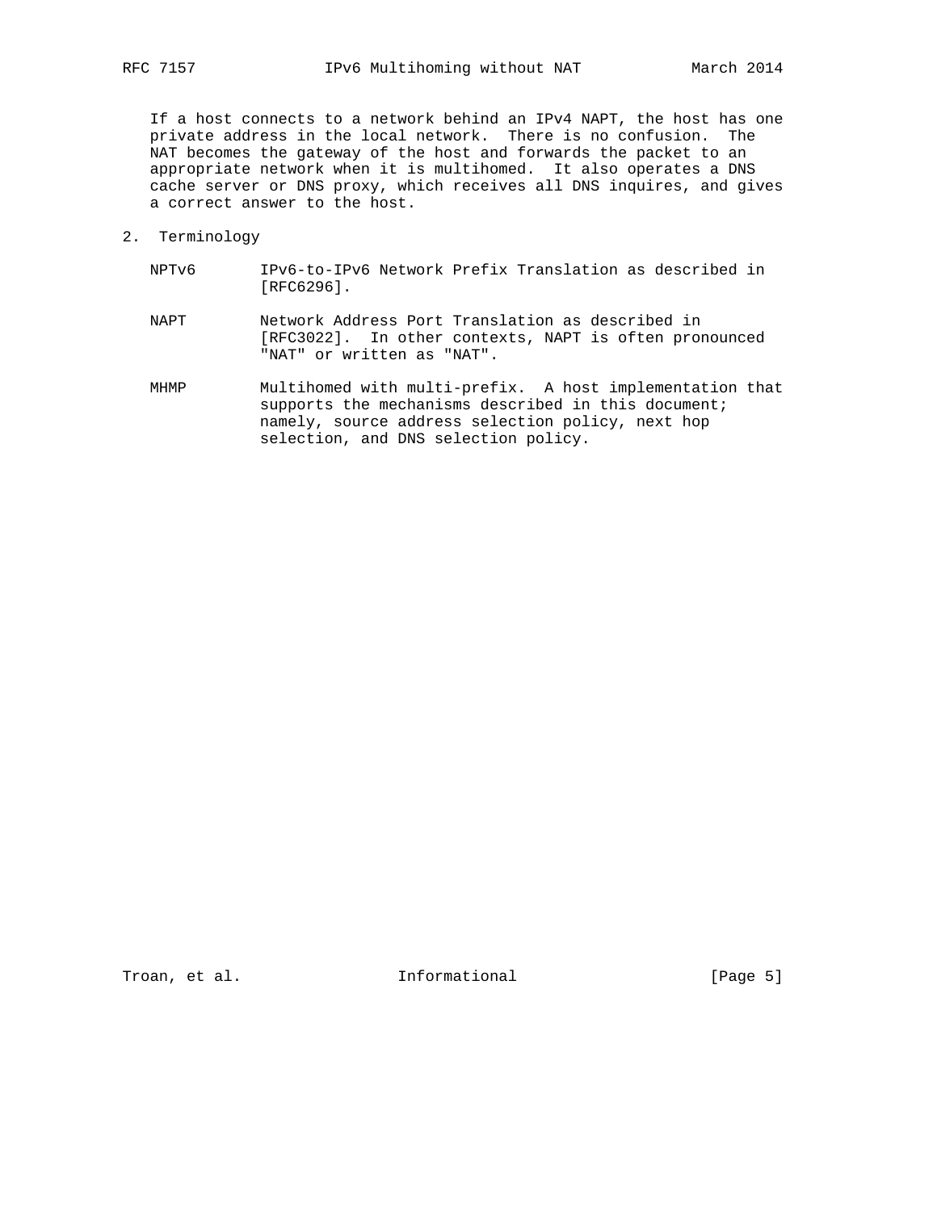If a host connects to a network behind an IPv4 NAPT, the host has one private address in the local network. There is no confusion. The NAT becomes the gateway of the host and forwards the packet to an appropriate network when it is multihomed. It also operates a DNS cache server or DNS proxy, which receives all DNS inquires, and gives a correct answer to the host.

## 2. Terminology

NPTv6
: IPv6-to-IPv6 Network Prefix Translation as described in [RFC6296].

NAPT
: Network Address Port Translation as described in [RFC3022]. In other contexts, NAPT is often pronounced "NAT" or written as "NAT".

MHMP
: Multihomed with multi-prefix. A host implementation that supports the mechanisms described in this document; namely, source address selection policy, next hop selection, and DNS selection policy.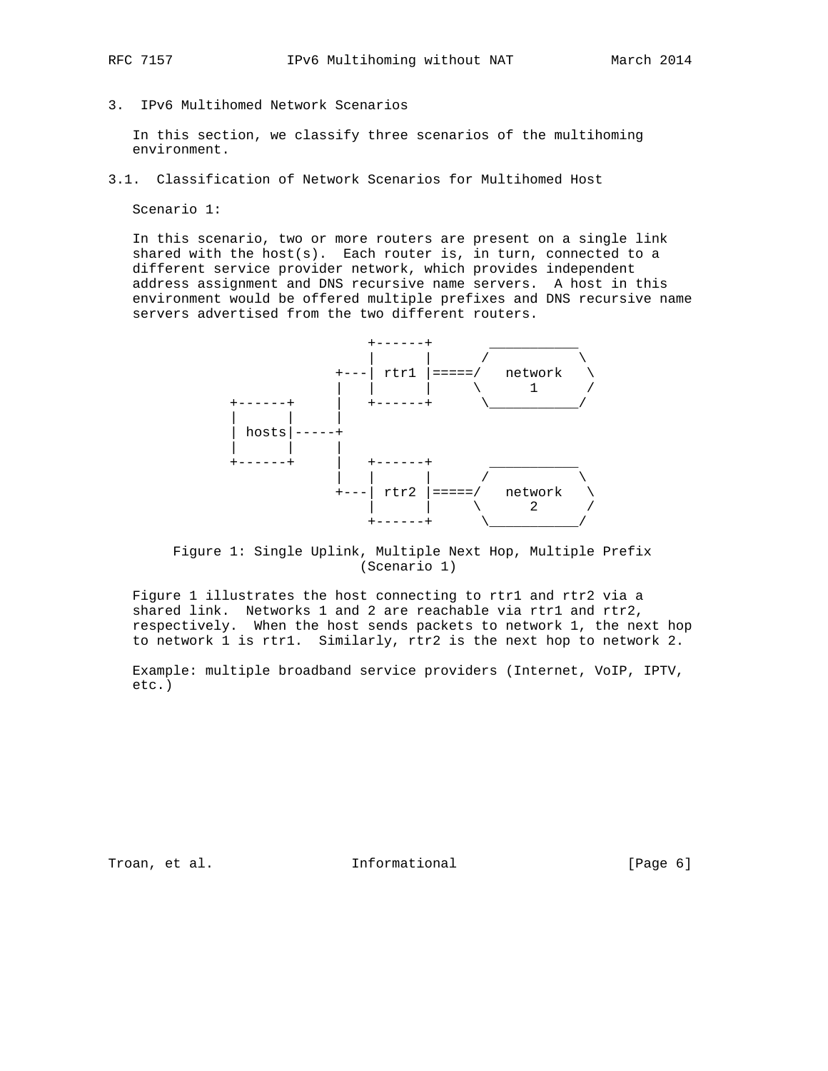## 3. IPv6 Multihomed Network Scenarios

In this section, we classify three scenarios of the multihoming environment.

### 3.1. Classification of Network Scenarios for Multihomed Host

Scenario 1:

In this scenario, two or more routers are present on a single link shared with the host(s). Each router is, in turn, connected to a different service provider network, which provides independent address assignment and DNS recursive name servers. A host in this environment would be offered multiple prefixes and DNS recursive name servers advertised from the two different routers.

```
                        +------+      ___________
                        |      |     /           \
                    +---| rtr1 |=====/   network   \
                    |   |      |     \      1      /
          +------+  |   +------+      \___________/
          |      |  |
          | hosts|-----+
          |      |  |
          +------+  |   +------+      ___________
                    |   |      |     /           \
                    +---| rtr2 |=====/   network   \
                        |      |     \      2      /
                        +------+      \___________/
```

Figure 1: Single Uplink, Multiple Next Hop, Multiple Prefix (Scenario 1)

Figure 1 illustrates the host connecting to rtr1 and rtr2 via a shared link. Networks 1 and 2 are reachable via rtr1 and rtr2, respectively. When the host sends packets to network 1, the next hop to network 1 is rtr1. Similarly, rtr2 is the next hop to network 2.

Example: multiple broadband service providers (Internet, VoIP, IPTV, etc.)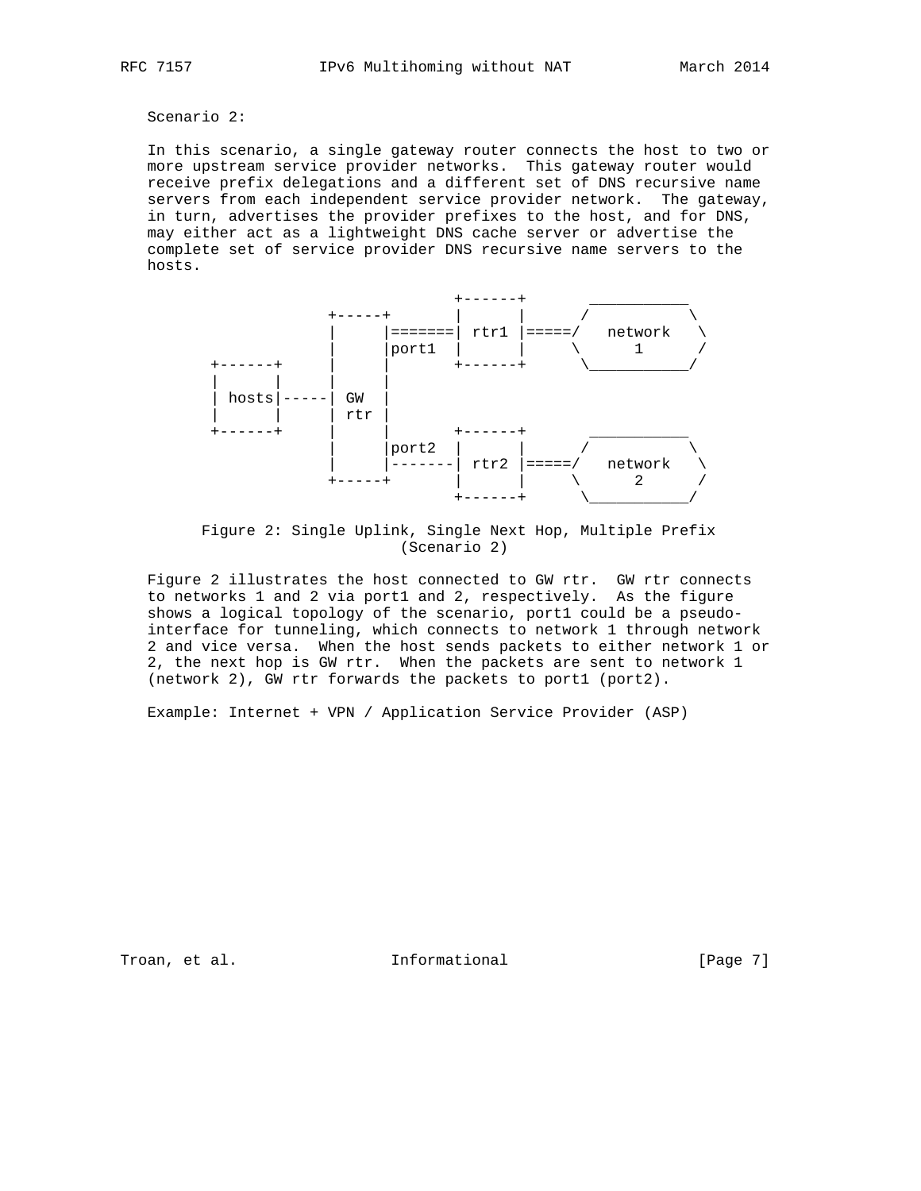Scenario 2:

In this scenario, a single gateway router connects the host to two or more upstream service provider networks. This gateway router would receive prefix delegations and a different set of DNS recursive name servers from each independent service provider network. The gateway, in turn, advertises the provider prefixes to the host, and for DNS, may either act as a lightweight DNS cache server or advertise the complete set of service provider DNS recursive name servers to the hosts.

```
                                  +------+          ___________
                   +-----+        |      |         /           \
                   |     |=======| rtr1 |=====/   network   \
                   |     |port1  |      |     \      1      /
       +------+    |     |        +------+      \___________/
       |      |    |     |
       | hosts|-----| GW  |
       |      |    | rtr |
       +------+    |     |        +------+          ___________
                   |     |port2  |      |         /           \
                   |     |-------| rtr2 |=====/   network   \
                   +-----+        |      |     \      2      /
                                  +------+      \___________/
```

Figure 2: Single Uplink, Single Next Hop, Multiple Prefix (Scenario 2)

Figure 2 illustrates the host connected to GW rtr. GW rtr connects to networks 1 and 2 via port1 and 2, respectively. As the figure shows a logical topology of the scenario, port1 could be a pseudo-interface for tunneling, which connects to network 1 through network 2 and vice versa. When the host sends packets to either network 1 or 2, the next hop is GW rtr. When the packets are sent to network 1 (network 2), GW rtr forwards the packets to port1 (port2).

Example: Internet + VPN / Application Service Provider (ASP)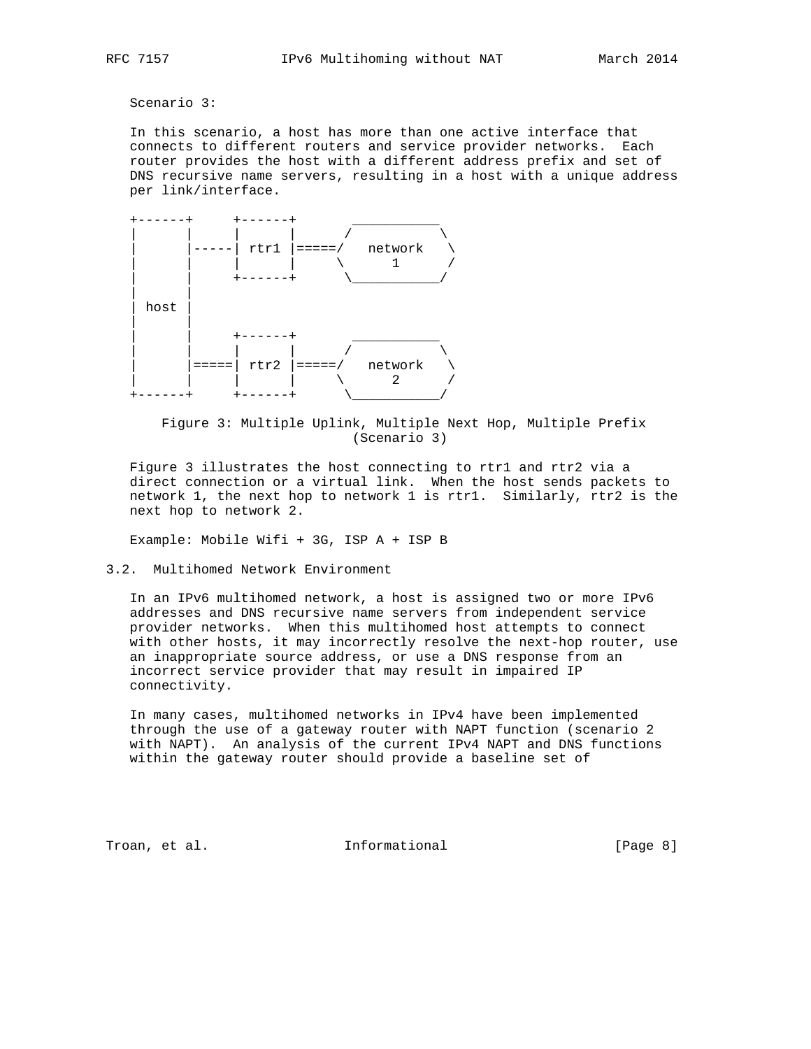Scenario 3:

In this scenario, a host has more than one active interface that connects to different routers and service provider networks. Each router provides the host with a different address prefix and set of DNS recursive name servers, resulting in a host with a unique address per link/interface.

```
+------+     +------+       ___________
|      |     |      |      /           \
|      |-----| rtr1 |=====/   network   \
|      |     |      |     \      1      /
|      |     +------+      \___________/
|      |
| host |
|      |
|      |     +------+       ___________
|      |     |      |      /           \
|      |=====| rtr2 |=====/   network   \
|      |     |      |     \      2      /
+------+     +------+      \___________/
```

Figure 3: Multiple Uplink, Multiple Next Hop, Multiple Prefix (Scenario 3)

Figure 3 illustrates the host connecting to rtr1 and rtr2 via a direct connection or a virtual link. When the host sends packets to network 1, the next hop to network 1 is rtr1. Similarly, rtr2 is the next hop to network 2.

Example: Mobile Wifi + 3G, ISP A + ISP B

## 3.2. Multihomed Network Environment

In an IPv6 multihomed network, a host is assigned two or more IPv6 addresses and DNS recursive name servers from independent service provider networks. When this multihomed host attempts to connect with other hosts, it may incorrectly resolve the next-hop router, use an inappropriate source address, or use a DNS response from an incorrect service provider that may result in impaired IP connectivity.

In many cases, multihomed networks in IPv4 have been implemented through the use of a gateway router with NAPT function (scenario 2 with NAPT). An analysis of the current IPv4 NAPT and DNS functions within the gateway router should provide a baseline set of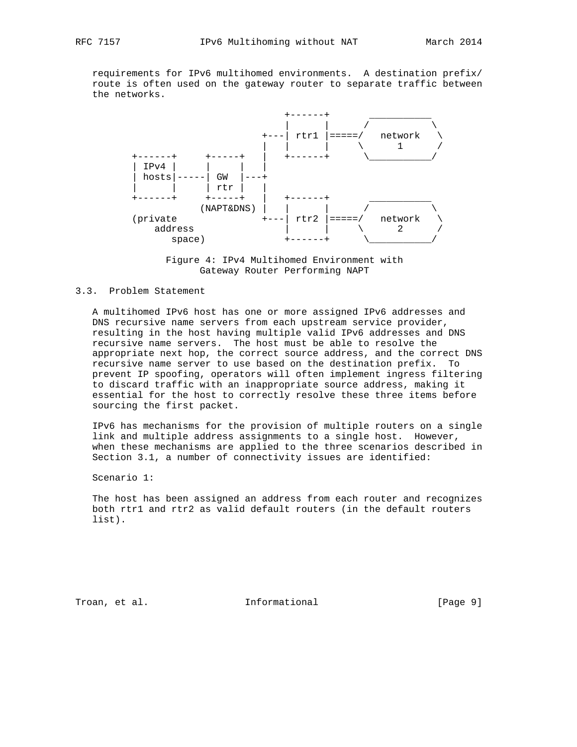requirements for IPv6 multihomed environments. A destination prefix/route is often used on the gateway router to separate traffic between the networks.

```
                                  +------+       ___________
                                  |      |      /           \
                              +---| rtr1 |=====/   network   \
                              |   |      |     \      1      /
       +------+     +-----+   |   +------+      \___________/
       | IPv4 |     |     |   |
       | hosts|-----| GW  |---+
       |      |     | rtr |   |
       +------+     +-----+   |   +------+       ___________
                  (NAPT&DNS)  |   |      |      /           \
       (private               +---| rtr2 |=====/   network   \
          address                 |      |     \      2      /
             space)               +------+      \___________/
```

Figure 4: IPv4 Multihomed Environment with Gateway Router Performing NAPT

### 3.3. Problem Statement

A multihomed IPv6 host has one or more assigned IPv6 addresses and DNS recursive name servers from each upstream service provider, resulting in the host having multiple valid IPv6 addresses and DNS recursive name servers. The host must be able to resolve the appropriate next hop, the correct source address, and the correct DNS recursive name server to use based on the destination prefix. To prevent IP spoofing, operators will often implement ingress filtering to discard traffic with an inappropriate source address, making it essential for the host to correctly resolve these three items before sourcing the first packet.

IPv6 has mechanisms for the provision of multiple routers on a single link and multiple address assignments to a single host. However, when these mechanisms are applied to the three scenarios described in Section 3.1, a number of connectivity issues are identified:

Scenario 1:

The host has been assigned an address from each router and recognizes both rtr1 and rtr2 as valid default routers (in the default routers list).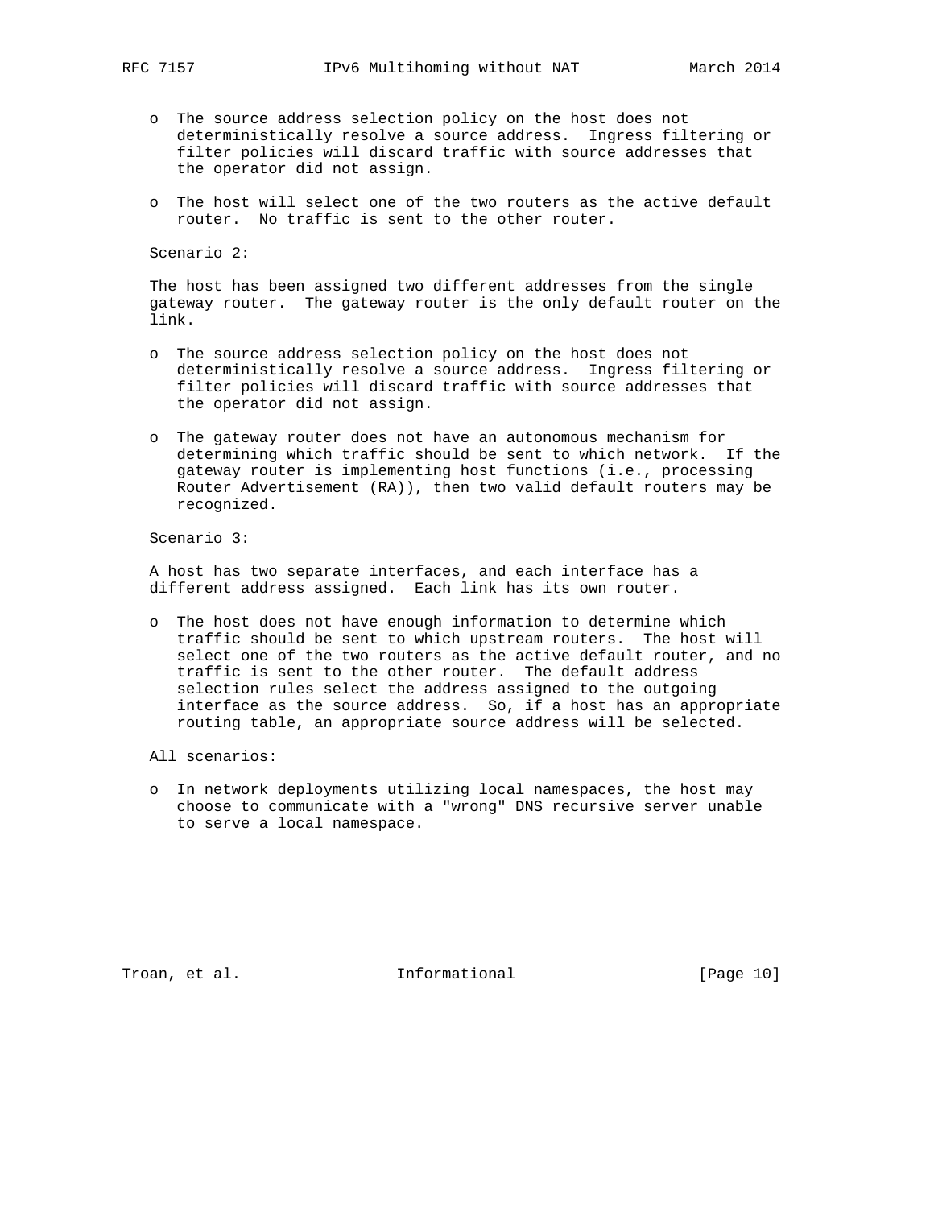- The source address selection policy on the host does not deterministically resolve a source address. Ingress filtering or filter policies will discard traffic with source addresses that the operator did not assign.

- The host will select one of the two routers as the active default router. No traffic is sent to the other router.

Scenario 2:

The host has been assigned two different addresses from the single gateway router. The gateway router is the only default router on the link.

- The source address selection policy on the host does not deterministically resolve a source address. Ingress filtering or filter policies will discard traffic with source addresses that the operator did not assign.

- The gateway router does not have an autonomous mechanism for determining which traffic should be sent to which network. If the gateway router is implementing host functions (i.e., processing Router Advertisement (RA)), then two valid default routers may be recognized.

Scenario 3:

A host has two separate interfaces, and each interface has a different address assigned. Each link has its own router.

- The host does not have enough information to determine which traffic should be sent to which upstream routers. The host will select one of the two routers as the active default router, and no traffic is sent to the other router. The default address selection rules select the address assigned to the outgoing interface as the source address. So, if a host has an appropriate routing table, an appropriate source address will be selected.

All scenarios:

- In network deployments utilizing local namespaces, the host may choose to communicate with a "wrong" DNS recursive server unable to serve a local namespace.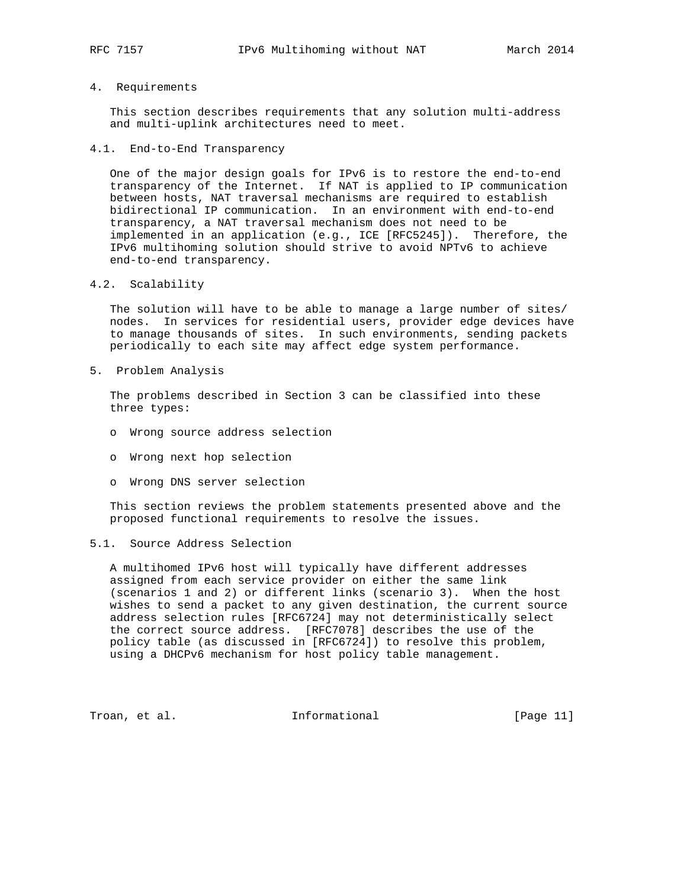## 4. Requirements

This section describes requirements that any solution multi-address and multi-uplink architectures need to meet.

### 4.1. End-to-End Transparency

One of the major design goals for IPv6 is to restore the end-to-end transparency of the Internet. If NAT is applied to IP communication between hosts, NAT traversal mechanisms are required to establish bidirectional IP communication. In an environment with end-to-end transparency, a NAT traversal mechanism does not need to be implemented in an application (e.g., ICE [RFC5245]). Therefore, the IPv6 multihoming solution should strive to avoid NPTv6 to achieve end-to-end transparency.

### 4.2. Scalability

The solution will have to be able to manage a large number of sites/ nodes. In services for residential users, provider edge devices have to manage thousands of sites. In such environments, sending packets periodically to each site may affect edge system performance.

## 5. Problem Analysis

The problems described in Section 3 can be classified into these three types:

- Wrong source address selection
- Wrong next hop selection
- Wrong DNS server selection

This section reviews the problem statements presented above and the proposed functional requirements to resolve the issues.

### 5.1. Source Address Selection

A multihomed IPv6 host will typically have different addresses assigned from each service provider on either the same link (scenarios 1 and 2) or different links (scenario 3). When the host wishes to send a packet to any given destination, the current source address selection rules [RFC6724] may not deterministically select the correct source address. [RFC7078] describes the use of the policy table (as discussed in [RFC6724]) to resolve this problem, using a DHCPv6 mechanism for host policy table management.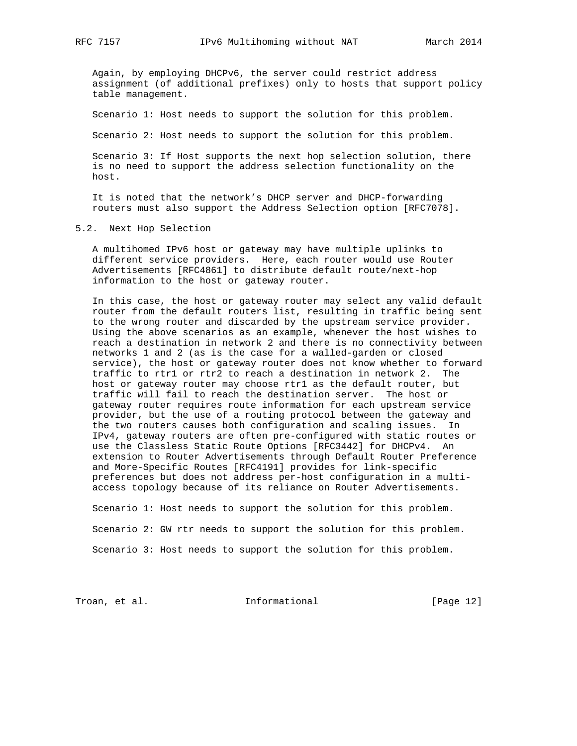Again, by employing DHCPv6, the server could restrict address assignment (of additional prefixes) only to hosts that support policy table management.

Scenario 1: Host needs to support the solution for this problem.

Scenario 2: Host needs to support the solution for this problem.

Scenario 3: If Host supports the next hop selection solution, there is no need to support the address selection functionality on the host.

It is noted that the network's DHCP server and DHCP-forwarding routers must also support the Address Selection option [RFC7078].

### 5.2. Next Hop Selection

A multihomed IPv6 host or gateway may have multiple uplinks to different service providers. Here, each router would use Router Advertisements [RFC4861] to distribute default route/next-hop information to the host or gateway router.

In this case, the host or gateway router may select any valid default router from the default routers list, resulting in traffic being sent to the wrong router and discarded by the upstream service provider. Using the above scenarios as an example, whenever the host wishes to reach a destination in network 2 and there is no connectivity between networks 1 and 2 (as is the case for a walled-garden or closed service), the host or gateway router does not know whether to forward traffic to rtr1 or rtr2 to reach a destination in network 2. The host or gateway router may choose rtr1 as the default router, but traffic will fail to reach the destination server. The host or gateway router requires route information for each upstream service provider, but the use of a routing protocol between the gateway and the two routers causes both configuration and scaling issues. In IPv4, gateway routers are often pre-configured with static routes or use the Classless Static Route Options [RFC3442] for DHCPv4. An extension to Router Advertisements through Default Router Preference and More-Specific Routes [RFC4191] provides for link-specific preferences but does not address per-host configuration in a multi-access topology because of its reliance on Router Advertisements.

Scenario 1: Host needs to support the solution for this problem.

Scenario 2: GW rtr needs to support the solution for this problem.

Scenario 3: Host needs to support the solution for this problem.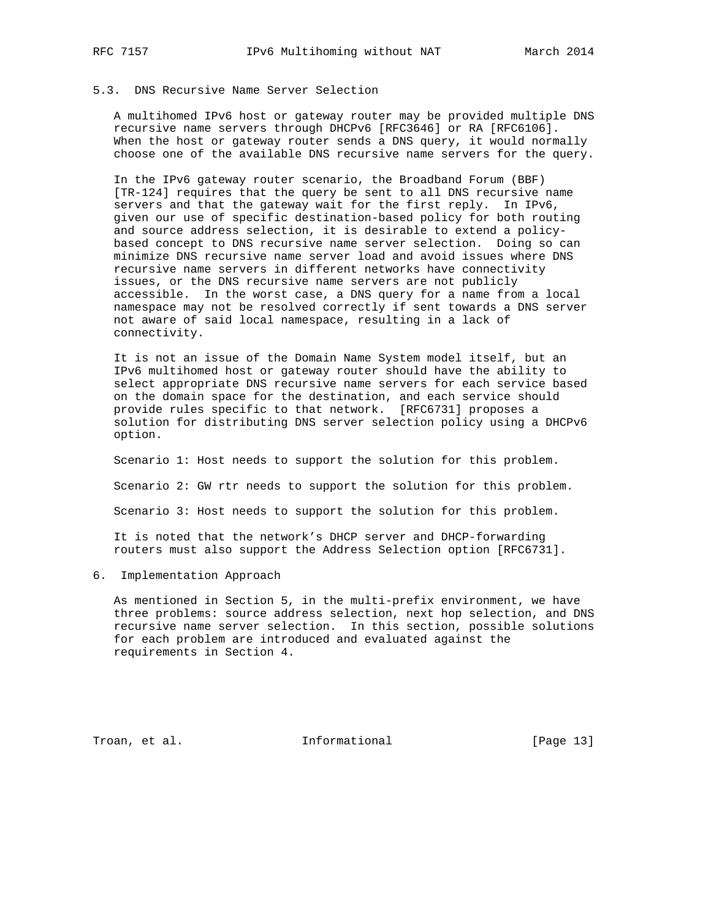### 5.3. DNS Recursive Name Server Selection

A multihomed IPv6 host or gateway router may be provided multiple DNS recursive name servers through DHCPv6 [RFC3646] or RA [RFC6106]. When the host or gateway router sends a DNS query, it would normally choose one of the available DNS recursive name servers for the query.

In the IPv6 gateway router scenario, the Broadband Forum (BBF) [TR-124] requires that the query be sent to all DNS recursive name servers and that the gateway wait for the first reply. In IPv6, given our use of specific destination-based policy for both routing and source address selection, it is desirable to extend a policy-based concept to DNS recursive name server selection. Doing so can minimize DNS recursive name server load and avoid issues where DNS recursive name servers in different networks have connectivity issues, or the DNS recursive name servers are not publicly accessible. In the worst case, a DNS query for a name from a local namespace may not be resolved correctly if sent towards a DNS server not aware of said local namespace, resulting in a lack of connectivity.

It is not an issue of the Domain Name System model itself, but an IPv6 multihomed host or gateway router should have the ability to select appropriate DNS recursive name servers for each service based on the domain space for the destination, and each service should provide rules specific to that network. [RFC6731] proposes a solution for distributing DNS server selection policy using a DHCPv6 option.

Scenario 1: Host needs to support the solution for this problem.

Scenario 2: GW rtr needs to support the solution for this problem.

Scenario 3: Host needs to support the solution for this problem.

It is noted that the network's DHCP server and DHCP-forwarding routers must also support the Address Selection option [RFC6731].

## 6. Implementation Approach

As mentioned in Section 5, in the multi-prefix environment, we have three problems: source address selection, next hop selection, and DNS recursive name server selection. In this section, possible solutions for each problem are introduced and evaluated against the requirements in Section 4.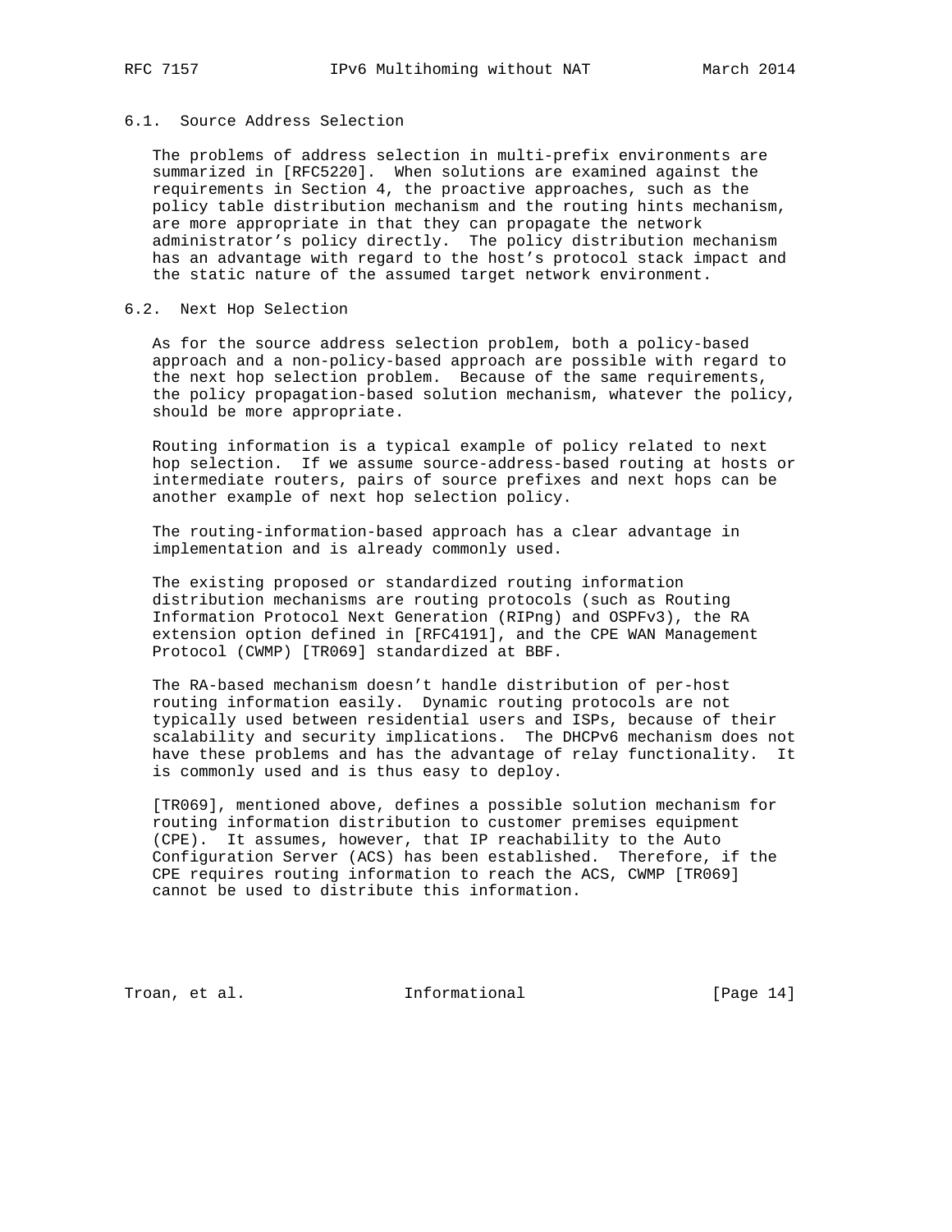### 6.1. Source Address Selection

The problems of address selection in multi-prefix environments are summarized in [RFC5220]. When solutions are examined against the requirements in Section 4, the proactive approaches, such as the policy table distribution mechanism and the routing hints mechanism, are more appropriate in that they can propagate the network administrator's policy directly. The policy distribution mechanism has an advantage with regard to the host's protocol stack impact and the static nature of the assumed target network environment.

### 6.2. Next Hop Selection

As for the source address selection problem, both a policy-based approach and a non-policy-based approach are possible with regard to the next hop selection problem. Because of the same requirements, the policy propagation-based solution mechanism, whatever the policy, should be more appropriate.

Routing information is a typical example of policy related to next hop selection. If we assume source-address-based routing at hosts or intermediate routers, pairs of source prefixes and next hops can be another example of next hop selection policy.

The routing-information-based approach has a clear advantage in implementation and is already commonly used.

The existing proposed or standardized routing information distribution mechanisms are routing protocols (such as Routing Information Protocol Next Generation (RIPng) and OSPFv3), the RA extension option defined in [RFC4191], and the CPE WAN Management Protocol (CWMP) [TR069] standardized at BBF.

The RA-based mechanism doesn't handle distribution of per-host routing information easily. Dynamic routing protocols are not typically used between residential users and ISPs, because of their scalability and security implications. The DHCPv6 mechanism does not have these problems and has the advantage of relay functionality. It is commonly used and is thus easy to deploy.

[TR069], mentioned above, defines a possible solution mechanism for routing information distribution to customer premises equipment (CPE). It assumes, however, that IP reachability to the Auto Configuration Server (ACS) has been established. Therefore, if the CPE requires routing information to reach the ACS, CWMP [TR069] cannot be used to distribute this information.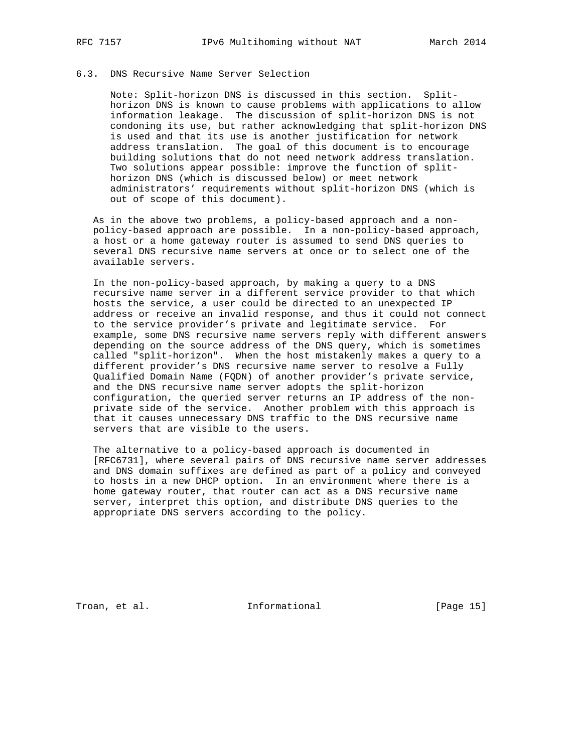### 6.3. DNS Recursive Name Server Selection

> Note: Split-horizon DNS is discussed in this section. Split-horizon DNS is known to cause problems with applications to allow information leakage. The discussion of split-horizon DNS is not condoning its use, but rather acknowledging that split-horizon DNS is used and that its use is another justification for network address translation. The goal of this document is to encourage building solutions that do not need network address translation. Two solutions appear possible: improve the function of split-horizon DNS (which is discussed below) or meet network administrators' requirements without split-horizon DNS (which is out of scope of this document).

As in the above two problems, a policy-based approach and a non-policy-based approach are possible. In a non-policy-based approach, a host or a home gateway router is assumed to send DNS queries to several DNS recursive name servers at once or to select one of the available servers.

In the non-policy-based approach, by making a query to a DNS recursive name server in a different service provider to that which hosts the service, a user could be directed to an unexpected IP address or receive an invalid response, and thus it could not connect to the service provider's private and legitimate service. For example, some DNS recursive name servers reply with different answers depending on the source address of the DNS query, which is sometimes called "split-horizon". When the host mistakenly makes a query to a different provider's DNS recursive name server to resolve a Fully Qualified Domain Name (FQDN) of another provider's private service, and the DNS recursive name server adopts the split-horizon configuration, the queried server returns an IP address of the non-private side of the service. Another problem with this approach is that it causes unnecessary DNS traffic to the DNS recursive name servers that are visible to the users.

The alternative to a policy-based approach is documented in [RFC6731], where several pairs of DNS recursive name server addresses and DNS domain suffixes are defined as part of a policy and conveyed to hosts in a new DHCP option. In an environment where there is a home gateway router, that router can act as a DNS recursive name server, interpret this option, and distribute DNS queries to the appropriate DNS servers according to the policy.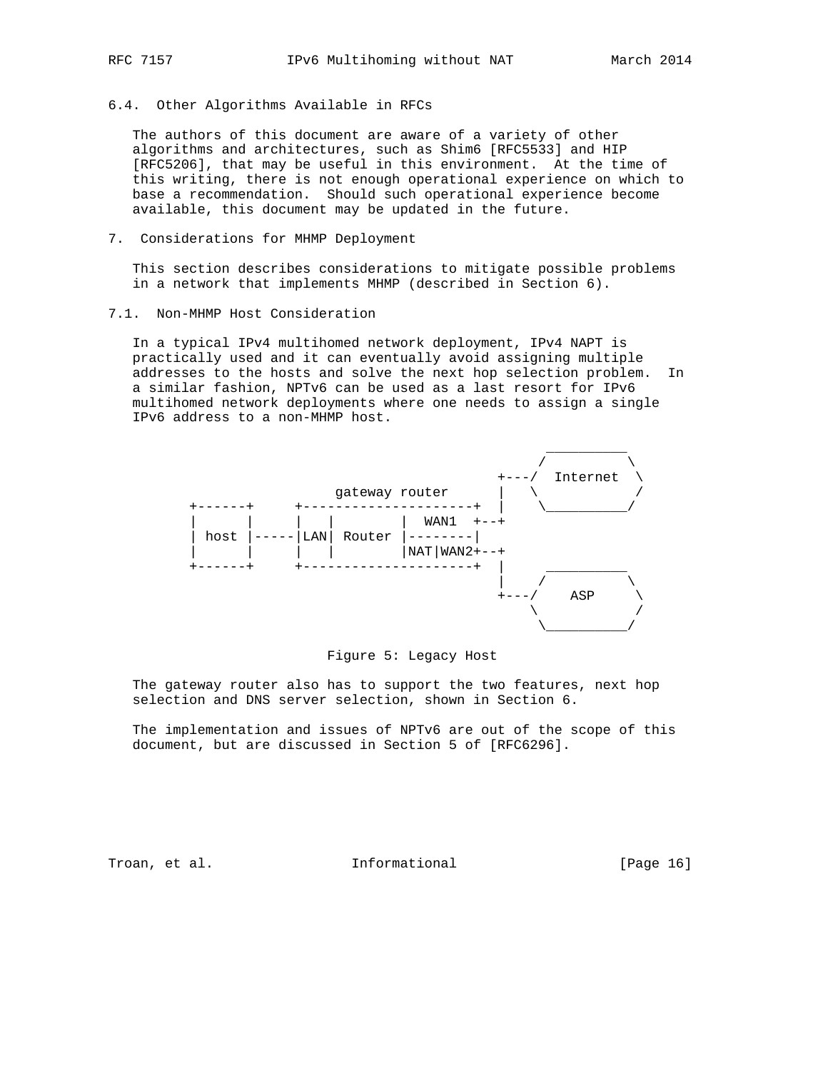### 6.4. Other Algorithms Available in RFCs

The authors of this document are aware of a variety of other algorithms and architectures, such as Shim6 [RFC5533] and HIP [RFC5206], that may be useful in this environment. At the time of this writing, there is not enough operational experience on which to base a recommendation. Should such operational experience become available, this document may be updated in the future.

## 7. Considerations for MHMP Deployment

This section describes considerations to mitigate possible problems in a network that implements MHMP (described in Section 6).

### 7.1. Non-MHMP Host Consideration

In a typical IPv4 multihomed network deployment, IPv4 NAPT is practically used and it can eventually avoid assigning multiple addresses to the hosts and solve the next hop selection problem. In a similar fashion, NPTv6 can be used as a last resort for IPv6 multihomed network deployments where one needs to assign a single IPv6 address to a non-MHMP host.

```
                                                   __________
                                                  /          \
                                              +---/  Internet  \
                    gateway router            |   \            /
  +------+     +---------------------+        |    \__________/
  |      |     |   |         |  WAN1  +--+
  | host |-----|LAN| Router  |--------|
  |      |     |   |         |NAT|WAN2+--+
  +------+     +---------------------+        |    __________
                                              |   /          \
                                              +---/    ASP     \
                                                  \            /
                                                   \__________/
```

Figure 5: Legacy Host

The gateway router also has to support the two features, next hop selection and DNS server selection, shown in Section 6.

The implementation and issues of NPTv6 are out of the scope of this document, but are discussed in Section 5 of [RFC6296].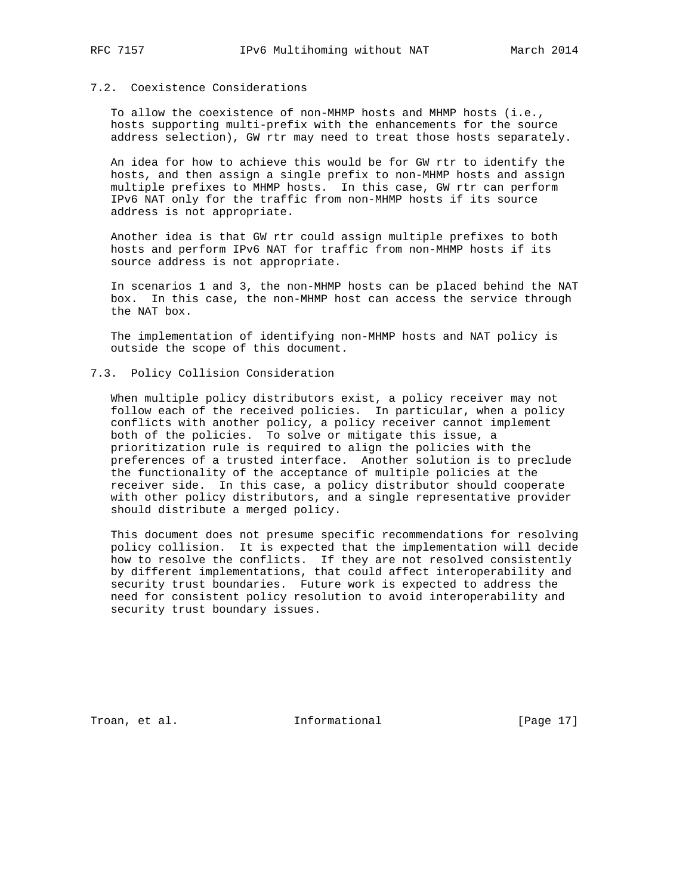### 7.2. Coexistence Considerations

To allow the coexistence of non-MHMP hosts and MHMP hosts (i.e., hosts supporting multi-prefix with the enhancements for the source address selection), GW rtr may need to treat those hosts separately.

An idea for how to achieve this would be for GW rtr to identify the hosts, and then assign a single prefix to non-MHMP hosts and assign multiple prefixes to MHMP hosts. In this case, GW rtr can perform IPv6 NAT only for the traffic from non-MHMP hosts if its source address is not appropriate.

Another idea is that GW rtr could assign multiple prefixes to both hosts and perform IPv6 NAT for traffic from non-MHMP hosts if its source address is not appropriate.

In scenarios 1 and 3, the non-MHMP hosts can be placed behind the NAT box. In this case, the non-MHMP host can access the service through the NAT box.

The implementation of identifying non-MHMP hosts and NAT policy is outside the scope of this document.

### 7.3. Policy Collision Consideration

When multiple policy distributors exist, a policy receiver may not follow each of the received policies. In particular, when a policy conflicts with another policy, a policy receiver cannot implement both of the policies. To solve or mitigate this issue, a prioritization rule is required to align the policies with the preferences of a trusted interface. Another solution is to preclude the functionality of the acceptance of multiple policies at the receiver side. In this case, a policy distributor should cooperate with other policy distributors, and a single representative provider should distribute a merged policy.

This document does not presume specific recommendations for resolving policy collision. It is expected that the implementation will decide how to resolve the conflicts. If they are not resolved consistently by different implementations, that could affect interoperability and security trust boundaries. Future work is expected to address the need for consistent policy resolution to avoid interoperability and security trust boundary issues.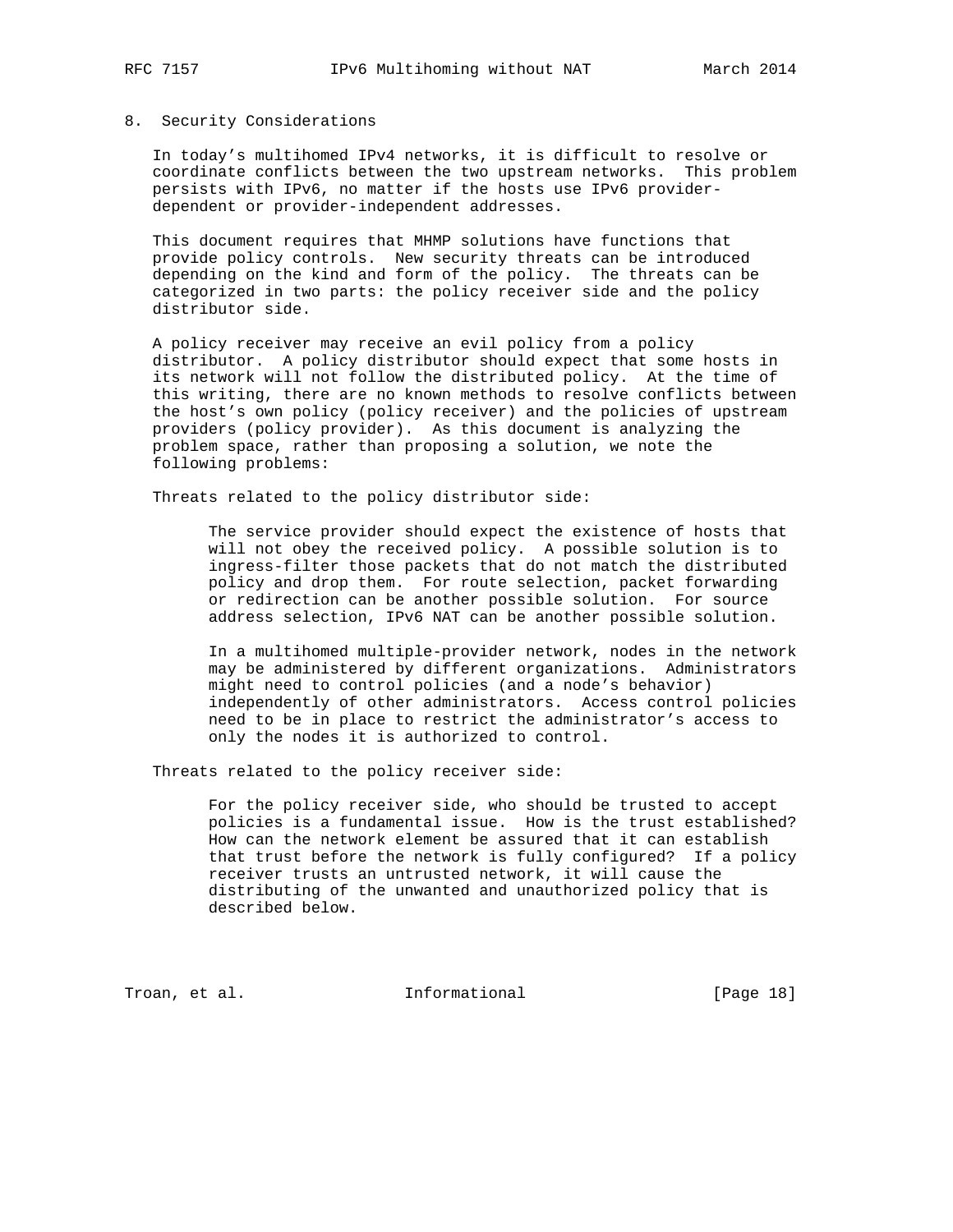## 8. Security Considerations

In today's multihomed IPv4 networks, it is difficult to resolve or coordinate conflicts between the two upstream networks. This problem persists with IPv6, no matter if the hosts use IPv6 provider-dependent or provider-independent addresses.

This document requires that MHMP solutions have functions that provide policy controls. New security threats can be introduced depending on the kind and form of the policy. The threats can be categorized in two parts: the policy receiver side and the policy distributor side.

A policy receiver may receive an evil policy from a policy distributor. A policy distributor should expect that some hosts in its network will not follow the distributed policy. At the time of this writing, there are no known methods to resolve conflicts between the host's own policy (policy receiver) and the policies of upstream providers (policy provider). As this document is analyzing the problem space, rather than proposing a solution, we note the following problems:

Threats related to the policy distributor side:

> The service provider should expect the existence of hosts that will not obey the received policy. A possible solution is to ingress-filter those packets that do not match the distributed policy and drop them. For route selection, packet forwarding or redirection can be another possible solution. For source address selection, IPv6 NAT can be another possible solution.
>
> In a multihomed multiple-provider network, nodes in the network may be administered by different organizations. Administrators might need to control policies (and a node's behavior) independently of other administrators. Access control policies need to be in place to restrict the administrator's access to only the nodes it is authorized to control.

Threats related to the policy receiver side:

> For the policy receiver side, who should be trusted to accept policies is a fundamental issue. How is the trust established? How can the network element be assured that it can establish that trust before the network is fully configured? If a policy receiver trusts an untrusted network, it will cause the distributing of the unwanted and unauthorized policy that is described below.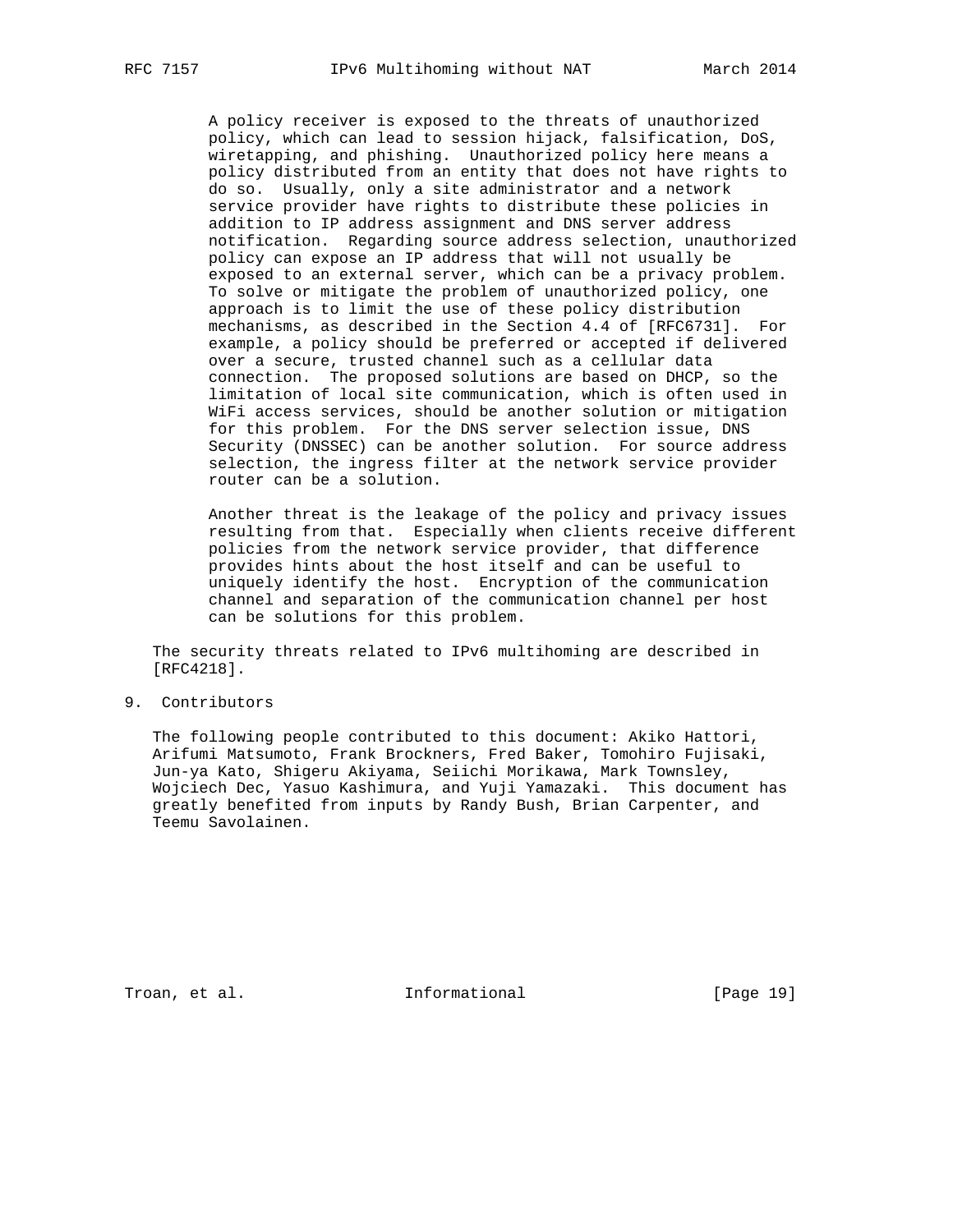A policy receiver is exposed to the threats of unauthorized policy, which can lead to session hijack, falsification, DoS, wiretapping, and phishing. Unauthorized policy here means a policy distributed from an entity that does not have rights to do so. Usually, only a site administrator and a network service provider have rights to distribute these policies in addition to IP address assignment and DNS server address notification. Regarding source address selection, unauthorized policy can expose an IP address that will not usually be exposed to an external server, which can be a privacy problem. To solve or mitigate the problem of unauthorized policy, one approach is to limit the use of these policy distribution mechanisms, as described in the Section 4.4 of [RFC6731]. For example, a policy should be preferred or accepted if delivered over a secure, trusted channel such as a cellular data connection. The proposed solutions are based on DHCP, so the limitation of local site communication, which is often used in WiFi access services, should be another solution or mitigation for this problem. For the DNS server selection issue, DNS Security (DNSSEC) can be another solution. For source address selection, the ingress filter at the network service provider router can be a solution.

Another threat is the leakage of the policy and privacy issues resulting from that. Especially when clients receive different policies from the network service provider, that difference provides hints about the host itself and can be useful to uniquely identify the host. Encryption of the communication channel and separation of the communication channel per host can be solutions for this problem.

The security threats related to IPv6 multihoming are described in [RFC4218].

## 9. Contributors

The following people contributed to this document: Akiko Hattori, Arifumi Matsumoto, Frank Brockners, Fred Baker, Tomohiro Fujisaki, Jun-ya Kato, Shigeru Akiyama, Seiichi Morikawa, Mark Townsley, Wojciech Dec, Yasuo Kashimura, and Yuji Yamazaki. This document has greatly benefited from inputs by Randy Bush, Brian Carpenter, and Teemu Savolainen.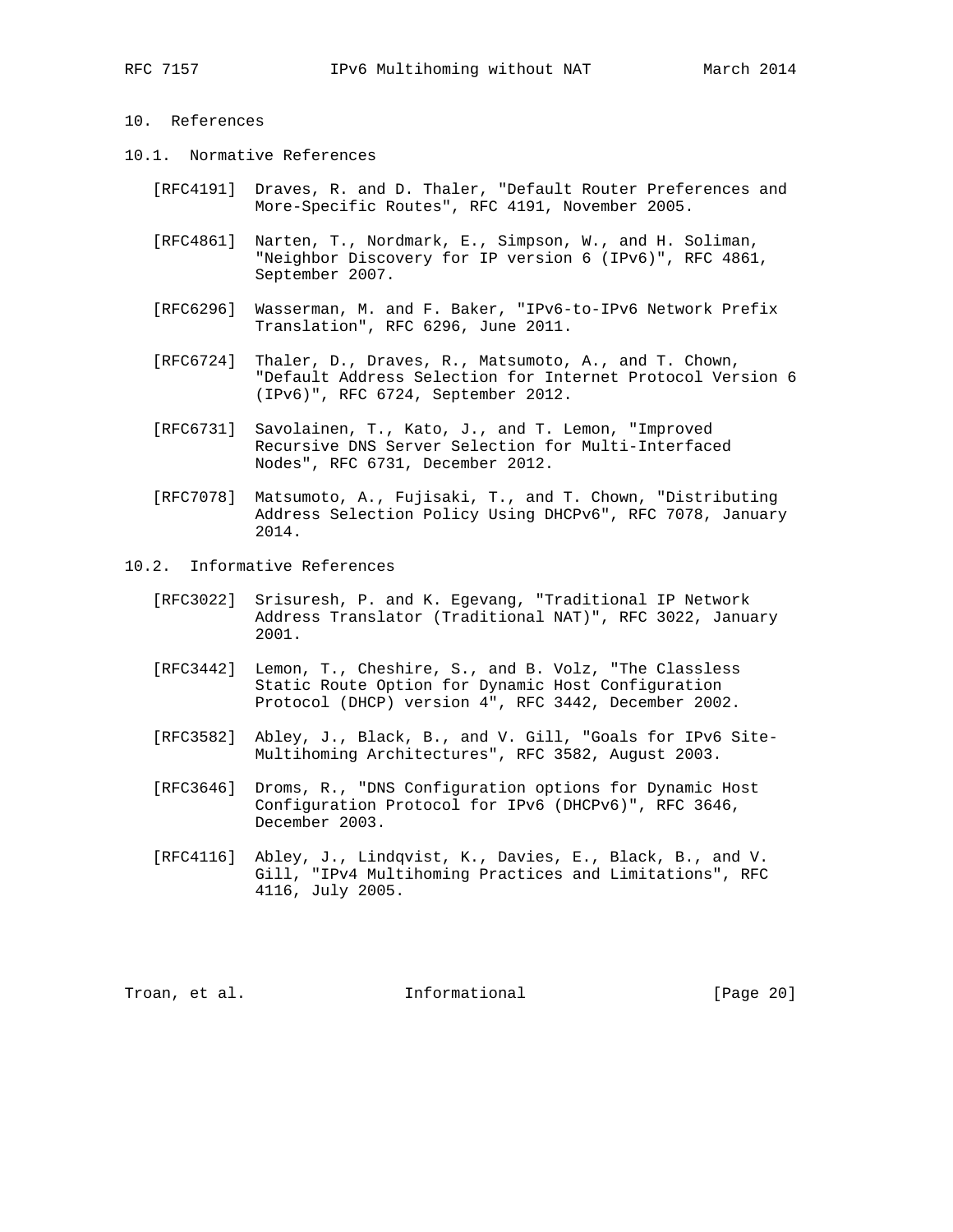## 10. References

### 10.1. Normative References

[RFC4191] Draves, R. and D. Thaler, "Default Router Preferences and More-Specific Routes", RFC 4191, November 2005.

[RFC4861] Narten, T., Nordmark, E., Simpson, W., and H. Soliman, "Neighbor Discovery for IP version 6 (IPv6)", RFC 4861, September 2007.

[RFC6296] Wasserman, M. and F. Baker, "IPv6-to-IPv6 Network Prefix Translation", RFC 6296, June 2011.

[RFC6724] Thaler, D., Draves, R., Matsumoto, A., and T. Chown, "Default Address Selection for Internet Protocol Version 6 (IPv6)", RFC 6724, September 2012.

[RFC6731] Savolainen, T., Kato, J., and T. Lemon, "Improved Recursive DNS Server Selection for Multi-Interfaced Nodes", RFC 6731, December 2012.

[RFC7078] Matsumoto, A., Fujisaki, T., and T. Chown, "Distributing Address Selection Policy Using DHCPv6", RFC 7078, January 2014.

### 10.2. Informative References

[RFC3022] Srisuresh, P. and K. Egevang, "Traditional IP Network Address Translator (Traditional NAT)", RFC 3022, January 2001.

[RFC3442] Lemon, T., Cheshire, S., and B. Volz, "The Classless Static Route Option for Dynamic Host Configuration Protocol (DHCP) version 4", RFC 3442, December 2002.

[RFC3582] Abley, J., Black, B., and V. Gill, "Goals for IPv6 Site-Multihoming Architectures", RFC 3582, August 2003.

[RFC3646] Droms, R., "DNS Configuration options for Dynamic Host Configuration Protocol for IPv6 (DHCPv6)", RFC 3646, December 2003.

[RFC4116] Abley, J., Lindqvist, K., Davies, E., Black, B., and V. Gill, "IPv4 Multihoming Practices and Limitations", RFC 4116, July 2005.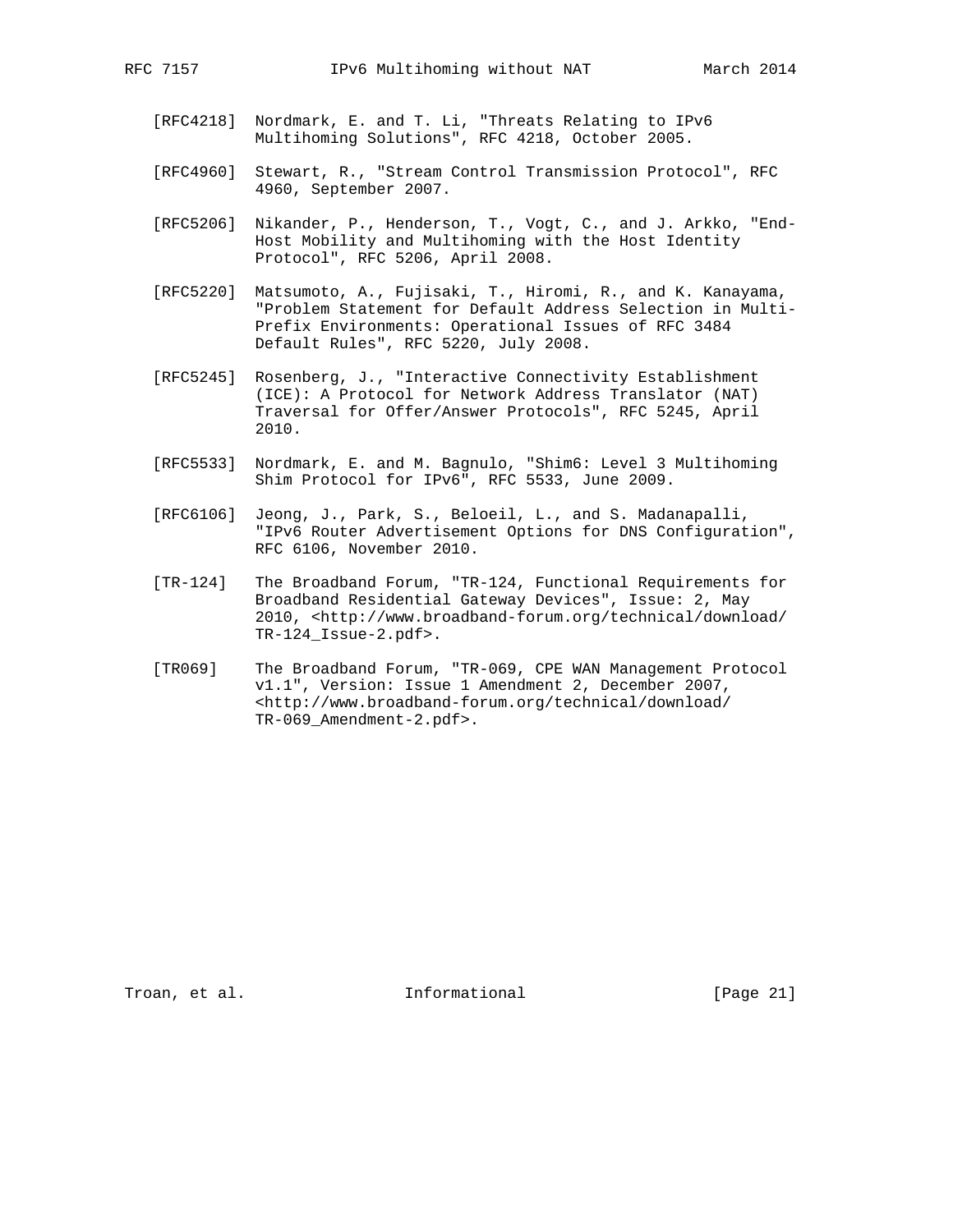[RFC4218] Nordmark, E. and T. Li, "Threats Relating to IPv6 Multihoming Solutions", RFC 4218, October 2005.

[RFC4960] Stewart, R., "Stream Control Transmission Protocol", RFC 4960, September 2007.

[RFC5206] Nikander, P., Henderson, T., Vogt, C., and J. Arkko, "End-Host Mobility and Multihoming with the Host Identity Protocol", RFC 5206, April 2008.

[RFC5220] Matsumoto, A., Fujisaki, T., Hiromi, R., and K. Kanayama, "Problem Statement for Default Address Selection in Multi-Prefix Environments: Operational Issues of RFC 3484 Default Rules", RFC 5220, July 2008.

[RFC5245] Rosenberg, J., "Interactive Connectivity Establishment (ICE): A Protocol for Network Address Translator (NAT) Traversal for Offer/Answer Protocols", RFC 5245, April 2010.

[RFC5533] Nordmark, E. and M. Bagnulo, "Shim6: Level 3 Multihoming Shim Protocol for IPv6", RFC 5533, June 2009.

[RFC6106] Jeong, J., Park, S., Beloeil, L., and S. Madanapalli, "IPv6 Router Advertisement Options for DNS Configuration", RFC 6106, November 2010.

[TR-124] The Broadband Forum, "TR-124, Functional Requirements for Broadband Residential Gateway Devices", Issue: 2, May 2010, <http://www.broadband-forum.org/technical/download/TR-124_Issue-2.pdf>.

[TR069] The Broadband Forum, "TR-069, CPE WAN Management Protocol v1.1", Version: Issue 1 Amendment 2, December 2007, <http://www.broadband-forum.org/technical/download/TR-069_Amendment-2.pdf>.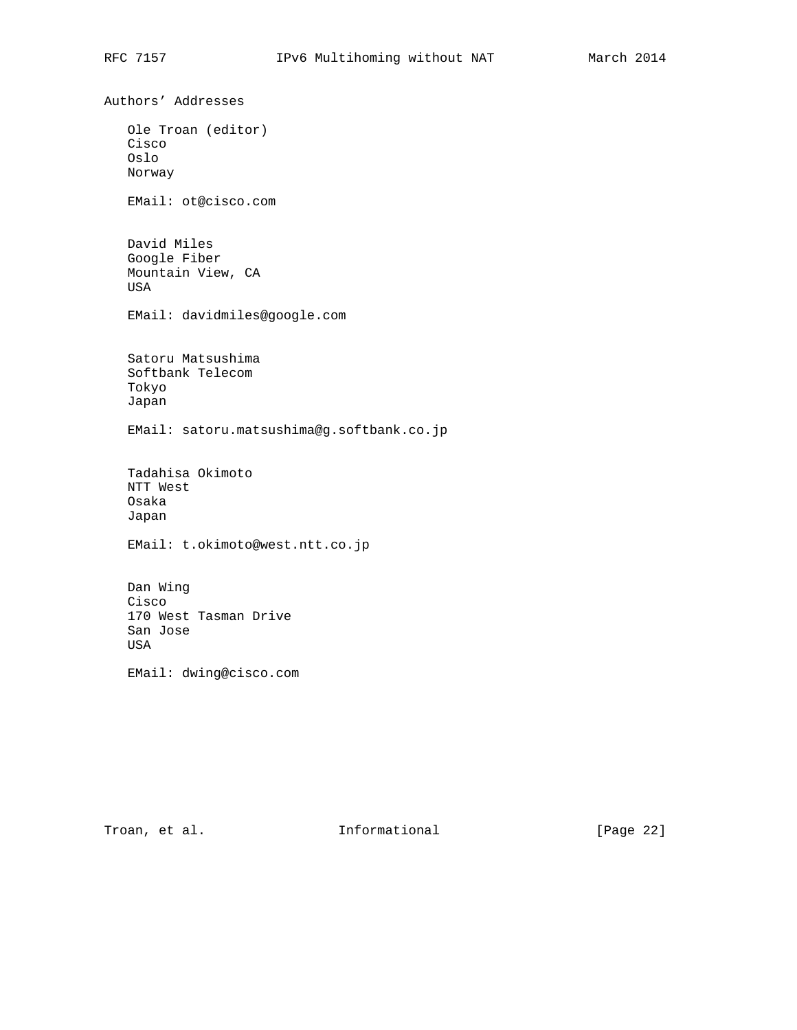## Authors' Addresses

Ole Troan (editor)
Cisco
Oslo
Norway

EMail: ot@cisco.com

David Miles
Google Fiber
Mountain View, CA
USA

EMail: davidmiles@google.com

Satoru Matsushima
Softbank Telecom
Tokyo
Japan

EMail: satoru.matsushima@g.softbank.co.jp

Tadahisa Okimoto
NTT West
Osaka
Japan

EMail: t.okimoto@west.ntt.co.jp

Dan Wing
Cisco
170 West Tasman Drive
San Jose
USA

EMail: dwing@cisco.com